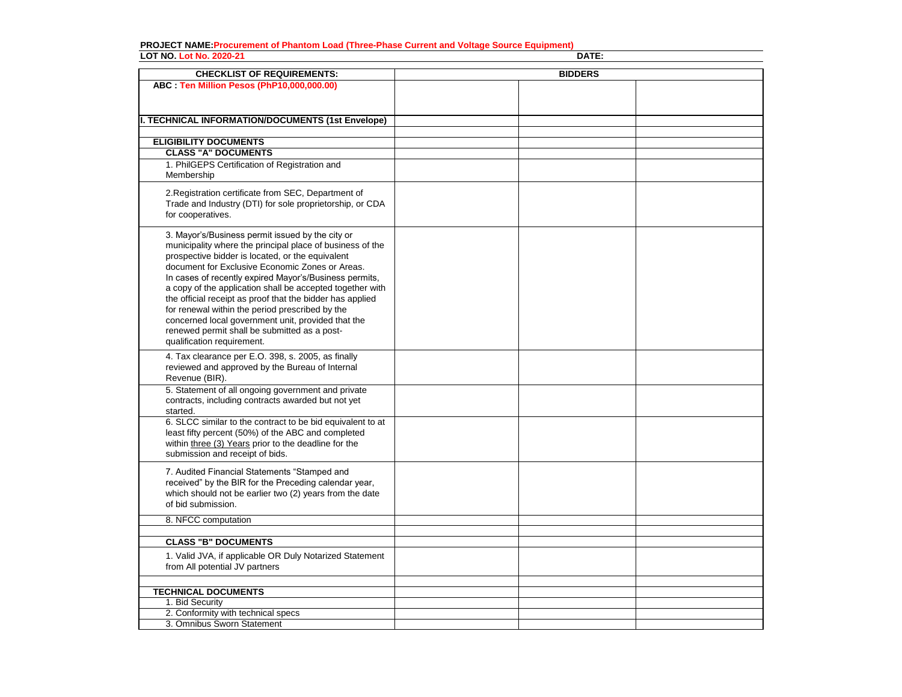**PROJECT NAME:Procurement of Phantom Load (Three-Phase Current and Voltage Source Equipment)**

**LOT NO. Lot No. 2020-21** **DATE:**

| CHECKLIST OF REQUIREMENTS: | BIDDERS | | |
|---|---|---|---|
| **ABC : Ten Million Pesos (PhP10,000,000.00)** | | | |
| **I. TECHNICAL INFORMATION/DOCUMENTS (1st Envelope)** | | | |
| | | | |
| **ELIGIBILITY DOCUMENTS** | | | |
| **CLASS "A" DOCUMENTS** | | | |
| 1. PhilGEPS Certification of Registration and Membership | | | |
| 2.Registration certificate from SEC, Department of Trade and Industry (DTI) for sole proprietorship, or CDA for cooperatives. | | | |
| 3. Mayor's/Business permit issued by the city or municipality where the principal place of business of the prospective bidder is located, or the equivalent document for Exclusive Economic Zones or Areas. In cases of recently expired Mayor's/Business permits, a copy of the application shall be accepted together with the official receipt as proof that the bidder has applied for renewal within the period prescribed by the concerned local government unit, provided that the renewed permit shall be submitted as a post-qualification requirement. | | | |
| 4. Tax clearance per E.O. 398, s. 2005, as finally reviewed and approved by the Bureau of Internal Revenue (BIR). | | | |
| 5. Statement of all ongoing government and private contracts, including contracts awarded but not yet started. | | | |
| 6. SLCC similar to the contract to be bid equivalent to at least fifty percent (50%) of the ABC and completed within three (3) Years prior to the deadline for the submission and receipt of bids. | | | |
| 7. Audited Financial Statements "Stamped and received" by the BIR for the Preceding calendar year, which should not be earlier two (2) years from the date of bid submission. | | | |
| 8. NFCC computation | | | |
| | | | |
| **CLASS "B" DOCUMENTS** | | | |
| 1. Valid JVA, if applicable OR Duly Notarized Statement from All potential JV partners | | | |
| | | | |
| **TECHNICAL DOCUMENTS** | | | |
| 1. Bid Security | | | |
| 2. Conformity with technical specs | | | |
| 3. Omnibus Sworn Statement | | | |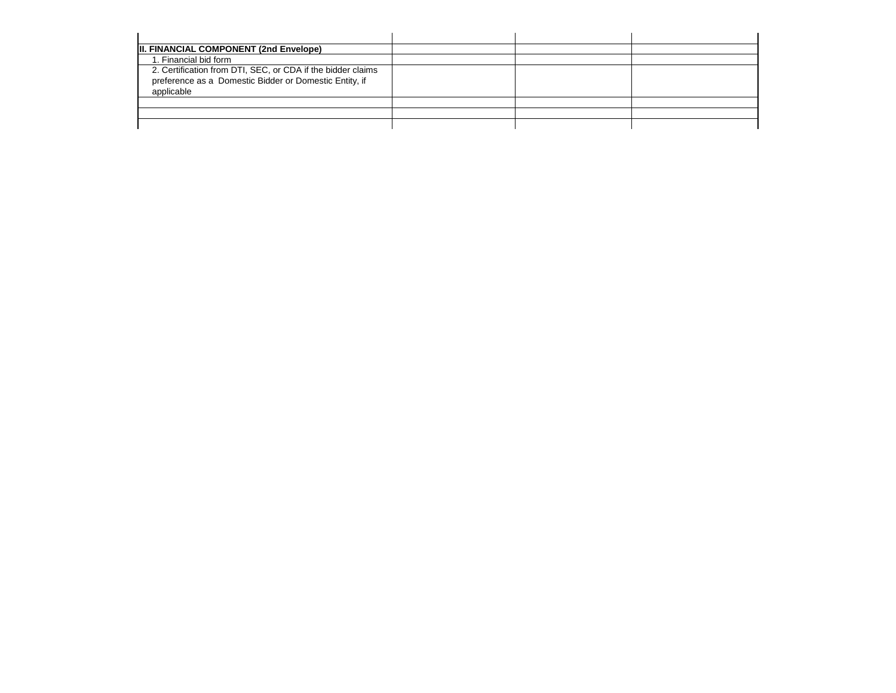| | | | |
|---|---|---|---|
| | | | |
| **II. FINANCIAL COMPONENT (2nd Envelope)** | | | |
| 1. Financial bid form | | | |
| 2. Certification from DTI, SEC, or CDA if the bidder claims preference as a Domestic Bidder or Domestic Entity, if applicable | | | |
| | | | |
| | | | |
| | | | |